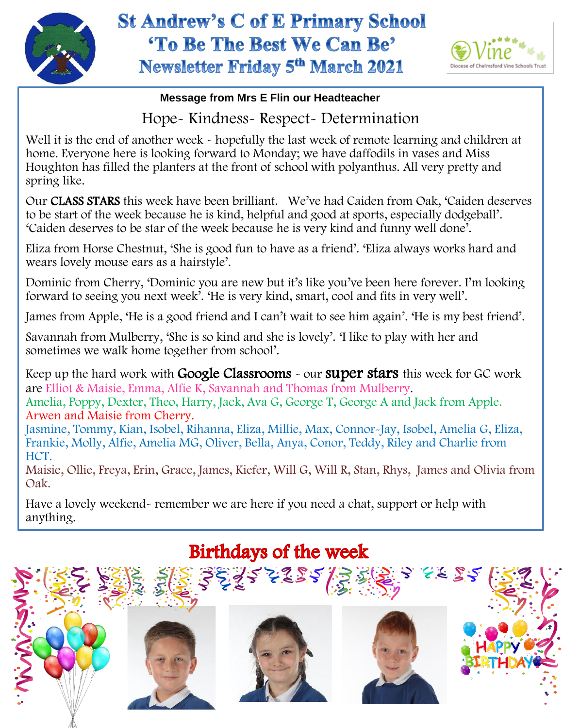# St Andrew's C of E Primary School

## 'To Be The Best We Can Be'

## Newsletter Friday 5th March 2021

Vine
Diocese of Chelmsford Vine Schools Trust

**Message from Mrs E Flin our Headteacher**

Hope- Kindness- Respect- Determination

Well it is the end of another week - hopefully the last week of remote learning and children at home. Everyone here is looking forward to Monday; we have daffodils in vases and Miss Houghton has filled the planters at the front of school with polyanthus. All very pretty and spring like.

Our **CLASS STARS** this week have been brilliant. We've had Caiden from Oak, 'Caiden deserves to be start of the week because he is kind, helpful and good at sports, especially dodgeball'. 'Caiden deserves to be star of the week because he is very kind and funny well done'.

Eliza from Horse Chestnut, 'She is good fun to have as a friend'. 'Eliza always works hard and wears lovely mouse ears as a hairstyle'.

Dominic from Cherry, 'Dominic you are new but it's like you've been here forever. I'm looking forward to seeing you next week'. 'He is very kind, smart, cool and fits in very well'.

James from Apple, 'He is a good friend and I can't wait to see him again'. 'He is my best friend'.

Savannah from Mulberry, 'She is so kind and she is lovely'. 'I like to play with her and sometimes we walk home together from school'.

Keep up the hard work with **Google Classrooms** - our **super stars** this week for GC work are Elliot & Maisie, Emma, Alfie K, Savannah and Thomas from Mulberry.
Amelia, Poppy, Dexter, Theo, Harry, Jack, Ava G, George T, George A and Jack from Apple.
Arwen and Maisie from Cherry.
Jasmine, Tommy, Kian, Isobel, Rihanna, Eliza, Millie, Max, Connor-Jay, Isobel, Amelia G, Eliza, Frankie, Molly, Alfie, Amelia MG, Oliver, Bella, Anya, Conor, Teddy, Riley and Charlie from HCT.
Maisie, Ollie, Freya, Erin, Grace, James, Kiefer, Will G, Will R, Stan, Rhys, James and Olivia from Oak.

Have a lovely weekend- remember we are here if you need a chat, support or help with anything.

## Birthdays of the week

HAPPY BIRTHDAY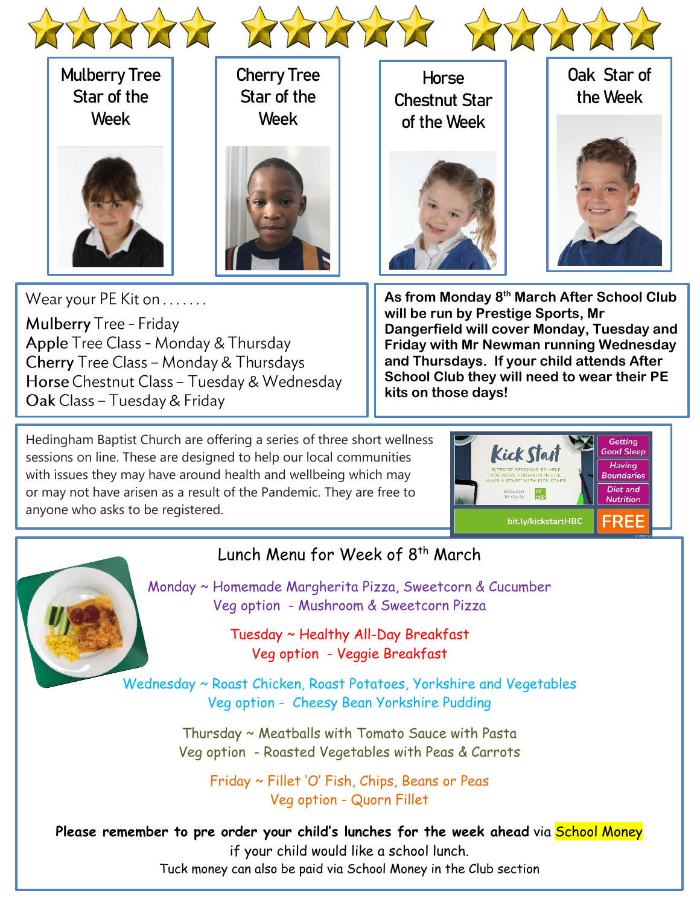## Mulberry Tree Star of the Week

## Cherry Tree Star of the Week

## Horse Chestnut Star of the Week

## Oak Star of the Week

Wear your PE Kit on.......

Mulberry Tree - Friday
Apple Tree Class - Monday & Thursday
Cherry Tree Class – Monday & Thursdays
Horse Chestnut Class – Tuesday & Wednesday
Oak Class – Tuesday & Friday

**As from Monday 8th March After School Club will be run by Prestige Sports, Mr Dangerfield will cover Monday, Tuesday and Friday with Mr Newman running Wednesday and Thursdays. If your child attends After School Club they will need to wear their PE kits on those days!**

Hedingham Baptist Church are offering a series of three short wellness sessions on line. These are designed to help our local communities with issues they may have around health and wellbeing which may or may not have arisen as a result of the Pandemic. They are free to anyone who asks to be registered.

Kick Start

BITESIZE SESSIONS TO HELP YOU MOVE FORWARD IN LIFE. MAKE A START WITH KICK START.

BROUGHT TO YOU BY CAP

Getting Good Sleep

Having Boundaries

Diet and Nutrition

bit.ly/kickstartHBC

FREE

## Lunch Menu for Week of 8th March

Monday ~ Homemade Margherita Pizza, Sweetcorn & Cucumber
Veg option - Mushroom & Sweetcorn Pizza

Tuesday ~ Healthy All-Day Breakfast
Veg option - Veggie Breakfast

Wednesday ~ Roast Chicken, Roast Potatoes, Yorkshire and Vegetables
Veg option - Cheesy Bean Yorkshire Pudding

Thursday ~ Meatballs with Tomato Sauce with Pasta
Veg option - Roasted Vegetables with Peas & Carrots

Friday ~ Fillet 'O' Fish, Chips, Beans or Peas
Veg option - Quorn Fillet

**Please remember to pre order your child's lunches for the week ahead** via School Money if your child would like a school lunch.
Tuck money can also be paid via School Money in the Club section